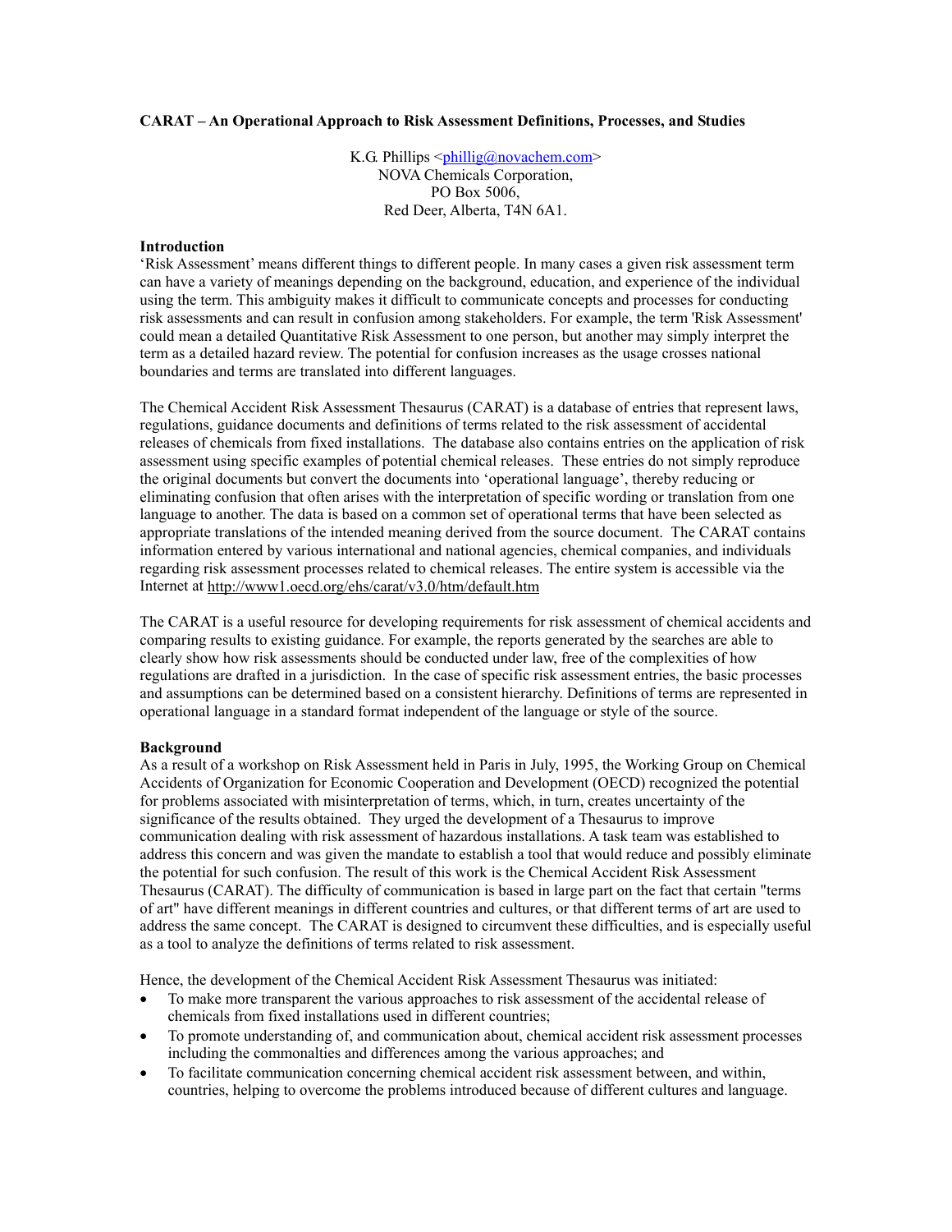# CARAT – An Operational Approach to Risk Assessment Definitions, Processes, and Studies

K.G. Phillips <phillig@novachem.com>
NOVA Chemicals Corporation,
PO Box 5006,
Red Deer, Alberta, T4N 6A1.

## Introduction

'Risk Assessment' means different things to different people. In many cases a given risk assessment term can have a variety of meanings depending on the background, education, and experience of the individual using the term. This ambiguity makes it difficult to communicate concepts and processes for conducting risk assessments and can result in confusion among stakeholders. For example, the term 'Risk Assessment' could mean a detailed Quantitative Risk Assessment to one person, but another may simply interpret the term as a detailed hazard review. The potential for confusion increases as the usage crosses national boundaries and terms are translated into different languages.

The Chemical Accident Risk Assessment Thesaurus (CARAT) is a database of entries that represent laws, regulations, guidance documents and definitions of terms related to the risk assessment of accidental releases of chemicals from fixed installations. The database also contains entries on the application of risk assessment using specific examples of potential chemical releases. These entries do not simply reproduce the original documents but convert the documents into 'operational language', thereby reducing or eliminating confusion that often arises with the interpretation of specific wording or translation from one language to another. The data is based on a common set of operational terms that have been selected as appropriate translations of the intended meaning derived from the source document. The CARAT contains information entered by various international and national agencies, chemical companies, and individuals regarding risk assessment processes related to chemical releases. The entire system is accessible via the Internet at http://www1.oecd.org/ehs/carat/v3.0/htm/default.htm

The CARAT is a useful resource for developing requirements for risk assessment of chemical accidents and comparing results to existing guidance. For example, the reports generated by the searches are able to clearly show how risk assessments should be conducted under law, free of the complexities of how regulations are drafted in a jurisdiction. In the case of specific risk assessment entries, the basic processes and assumptions can be determined based on a consistent hierarchy. Definitions of terms are represented in operational language in a standard format independent of the language or style of the source.

## Background

As a result of a workshop on Risk Assessment held in Paris in July, 1995, the Working Group on Chemical Accidents of Organization for Economic Cooperation and Development (OECD) recognized the potential for problems associated with misinterpretation of terms, which, in turn, creates uncertainty of the significance of the results obtained. They urged the development of a Thesaurus to improve communication dealing with risk assessment of hazardous installations. A task team was established to address this concern and was given the mandate to establish a tool that would reduce and possibly eliminate the potential for such confusion. The result of this work is the Chemical Accident Risk Assessment Thesaurus (CARAT). The difficulty of communication is based in large part on the fact that certain "terms of art" have different meanings in different countries and cultures, or that different terms of art are used to address the same concept. The CARAT is designed to circumvent these difficulties, and is especially useful as a tool to analyze the definitions of terms related to risk assessment.

Hence, the development of the Chemical Accident Risk Assessment Thesaurus was initiated:

- To make more transparent the various approaches to risk assessment of the accidental release of chemicals from fixed installations used in different countries;
- To promote understanding of, and communication about, chemical accident risk assessment processes including the commonalties and differences among the various approaches; and
- To facilitate communication concerning chemical accident risk assessment between, and within, countries, helping to overcome the problems introduced because of different cultures and language.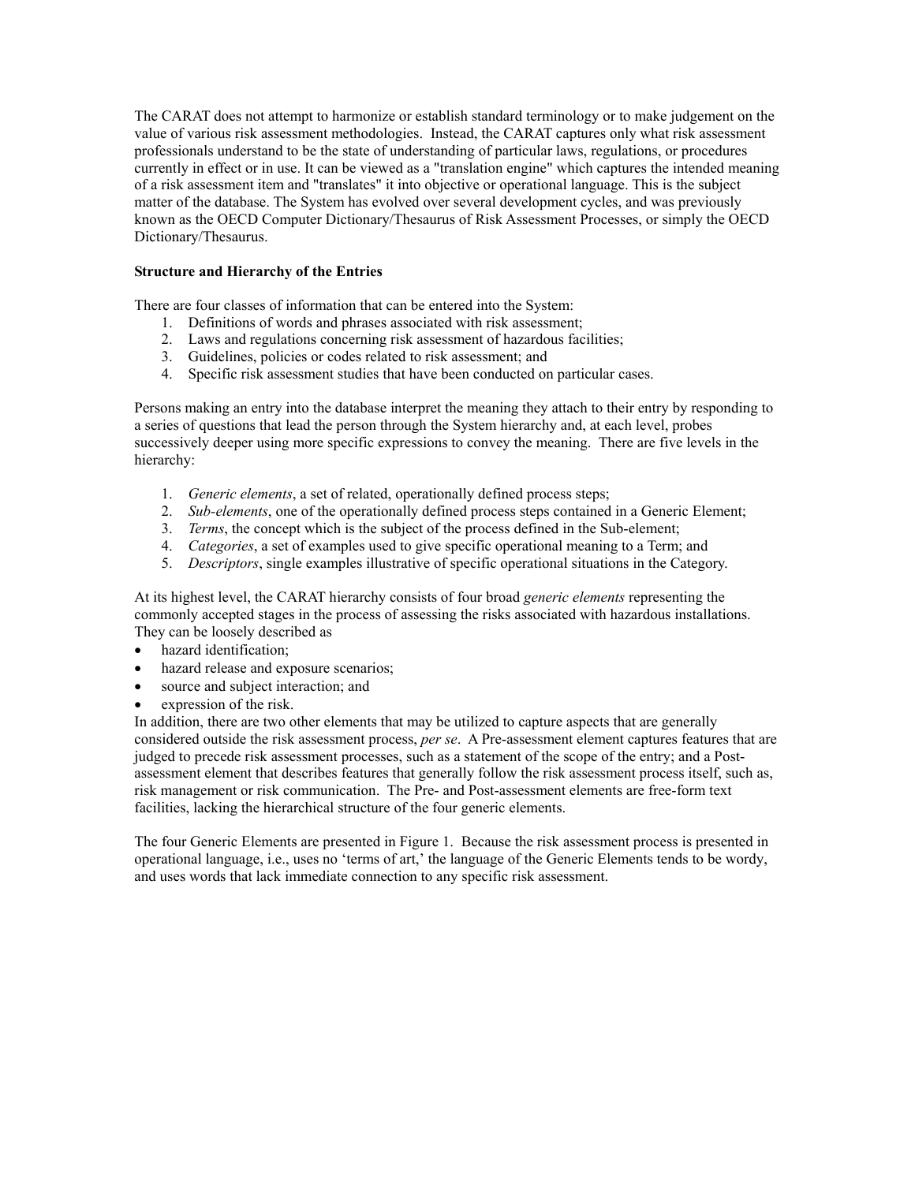The CARAT does not attempt to harmonize or establish standard terminology or to make judgement on the value of various risk assessment methodologies. Instead, the CARAT captures only what risk assessment professionals understand to be the state of understanding of particular laws, regulations, or procedures currently in effect or in use. It can be viewed as a "translation engine" which captures the intended meaning of a risk assessment item and "translates" it into objective or operational language. This is the subject matter of the database. The System has evolved over several development cycles, and was previously known as the OECD Computer Dictionary/Thesaurus of Risk Assessment Processes, or simply the OECD Dictionary/Thesaurus.

**Structure and Hierarchy of the Entries**

There are four classes of information that can be entered into the System:

1. Definitions of words and phrases associated with risk assessment;
2. Laws and regulations concerning risk assessment of hazardous facilities;
3. Guidelines, policies or codes related to risk assessment; and
4. Specific risk assessment studies that have been conducted on particular cases.

Persons making an entry into the database interpret the meaning they attach to their entry by responding to a series of questions that lead the person through the System hierarchy and, at each level, probes successively deeper using more specific expressions to convey the meaning. There are five levels in the hierarchy:

1. *Generic elements*, a set of related, operationally defined process steps;
2. *Sub-elements*, one of the operationally defined process steps contained in a Generic Element;
3. *Terms*, the concept which is the subject of the process defined in the Sub-element;
4. *Categories*, a set of examples used to give specific operational meaning to a Term; and
5. *Descriptors*, single examples illustrative of specific operational situations in the Category.

At its highest level, the CARAT hierarchy consists of four broad *generic elements* representing the commonly accepted stages in the process of assessing the risks associated with hazardous installations. They can be loosely described as

- hazard identification;
- hazard release and exposure scenarios;
- source and subject interaction; and
- expression of the risk.

In addition, there are two other elements that may be utilized to capture aspects that are generally considered outside the risk assessment process, *per se*. A Pre-assessment element captures features that are judged to precede risk assessment processes, such as a statement of the scope of the entry; and a Post-assessment element that describes features that generally follow the risk assessment process itself, such as, risk management or risk communication. The Pre- and Post-assessment elements are free-form text facilities, lacking the hierarchical structure of the four generic elements.

The four Generic Elements are presented in Figure 1. Because the risk assessment process is presented in operational language, i.e., uses no 'terms of art,' the language of the Generic Elements tends to be wordy, and uses words that lack immediate connection to any specific risk assessment.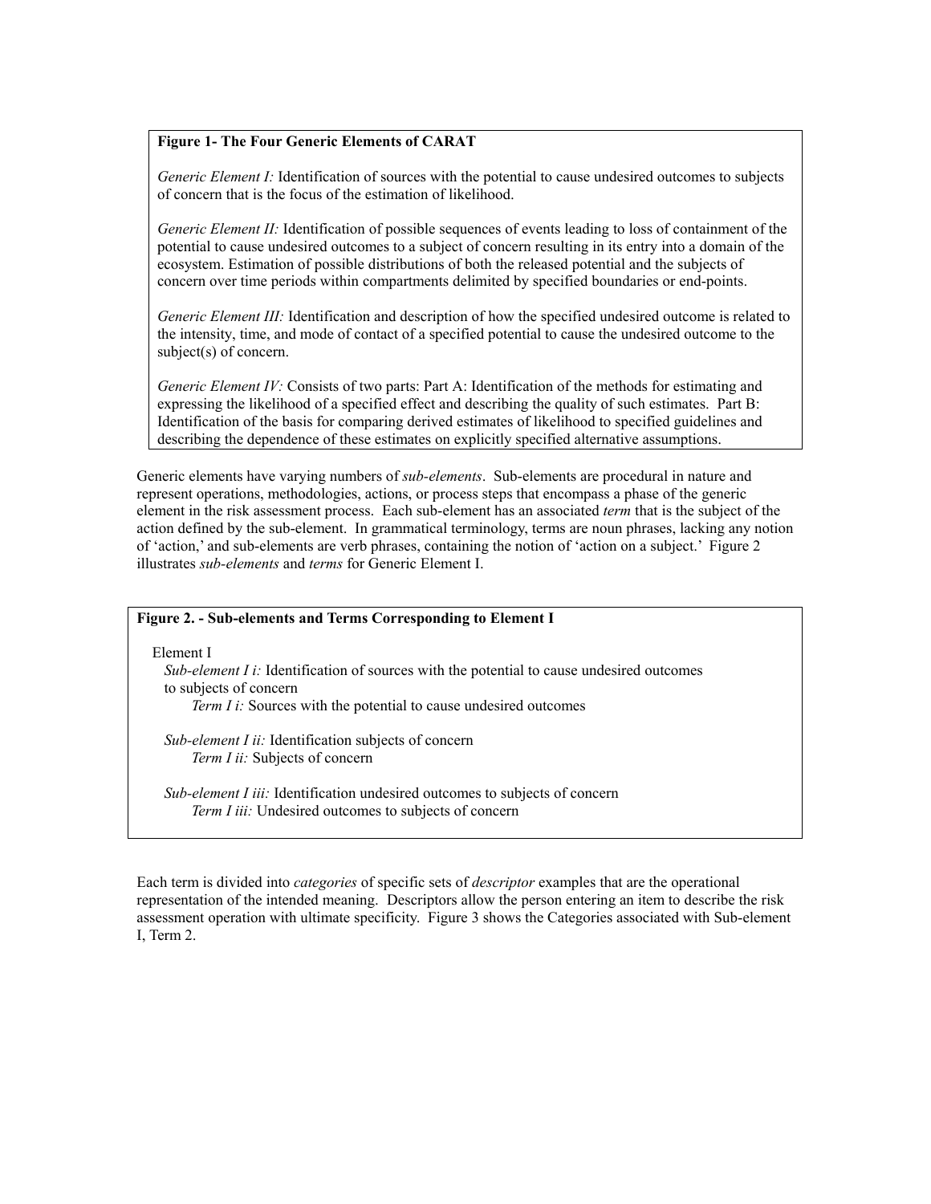**Figure 1- The Four Generic Elements of CARAT**

*Generic Element I:* Identification of sources with the potential to cause undesired outcomes to subjects of concern that is the focus of the estimation of likelihood.

*Generic Element II:* Identification of possible sequences of events leading to loss of containment of the potential to cause undesired outcomes to a subject of concern resulting in its entry into a domain of the ecosystem. Estimation of possible distributions of both the released potential and the subjects of concern over time periods within compartments delimited by specified boundaries or end-points.

*Generic Element III:* Identification and description of how the specified undesired outcome is related to the intensity, time, and mode of contact of a specified potential to cause the undesired outcome to the subject(s) of concern.

*Generic Element IV:* Consists of two parts: Part A: Identification of the methods for estimating and expressing the likelihood of a specified effect and describing the quality of such estimates. Part B: Identification of the basis for comparing derived estimates of likelihood to specified guidelines and describing the dependence of these estimates on explicitly specified alternative assumptions.

Generic elements have varying numbers of *sub-elements*. Sub-elements are procedural in nature and represent operations, methodologies, actions, or process steps that encompass a phase of the generic element in the risk assessment process. Each sub-element has an associated *term* that is the subject of the action defined by the sub-element. In grammatical terminology, terms are noun phrases, lacking any notion of 'action,' and sub-elements are verb phrases, containing the notion of 'action on a subject.' Figure 2 illustrates *sub-elements* and *terms* for Generic Element I.

**Figure 2. - Sub-elements and Terms Corresponding to Element I**

Element I

- *Sub-element I i:* Identification of sources with the potential to cause undesired outcomes to subjects of concern
  - *Term I i:* Sources with the potential to cause undesired outcomes
- *Sub-element I ii:* Identification subjects of concern
  - *Term I ii:* Subjects of concern
- *Sub-element I iii:* Identification undesired outcomes to subjects of concern
  - *Term I iii:* Undesired outcomes to subjects of concern

Each term is divided into *categories* of specific sets of *descriptor* examples that are the operational representation of the intended meaning. Descriptors allow the person entering an item to describe the risk assessment operation with ultimate specificity. Figure 3 shows the Categories associated with Sub-element I, Term 2.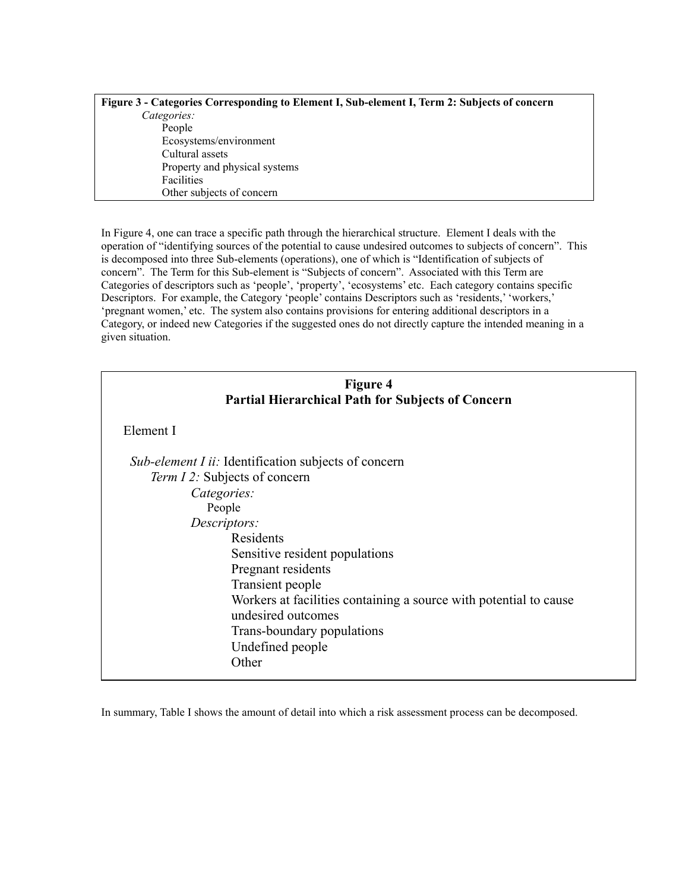**Figure 3 - Categories Corresponding to Element I, Sub-element I, Term 2: Subjects of concern**

*Categories:*

- People
- Ecosystems/environment
- Cultural assets
- Property and physical systems
- Facilities
- Other subjects of concern

In Figure 4, one can trace a specific path through the hierarchical structure. Element I deals with the operation of "identifying sources of the potential to cause undesired outcomes to subjects of concern". This is decomposed into three Sub-elements (operations), one of which is "Identification of subjects of concern". The Term for this Sub-element is "Subjects of concern". Associated with this Term are Categories of descriptors such as 'people', 'property', 'ecosystems' etc. Each category contains specific Descriptors. For example, the Category 'people' contains Descriptors such as 'residents,' 'workers,' 'pregnant women,' etc. The system also contains provisions for entering additional descriptors in a Category, or indeed new Categories if the suggested ones do not directly capture the intended meaning in a given situation.

**Figure 4**
**Partial Hierarchical Path for Subjects of Concern**

Element I

*Sub-element I ii:* Identification subjects of concern

*Term I 2:* Subjects of concern

*Categories:*

People

*Descriptors:*

- Residents
- Sensitive resident populations
- Pregnant residents
- Transient people
- Workers at facilities containing a source with potential to cause undesired outcomes
- Trans-boundary populations
- Undefined people
- Other

In summary, Table I shows the amount of detail into which a risk assessment process can be decomposed.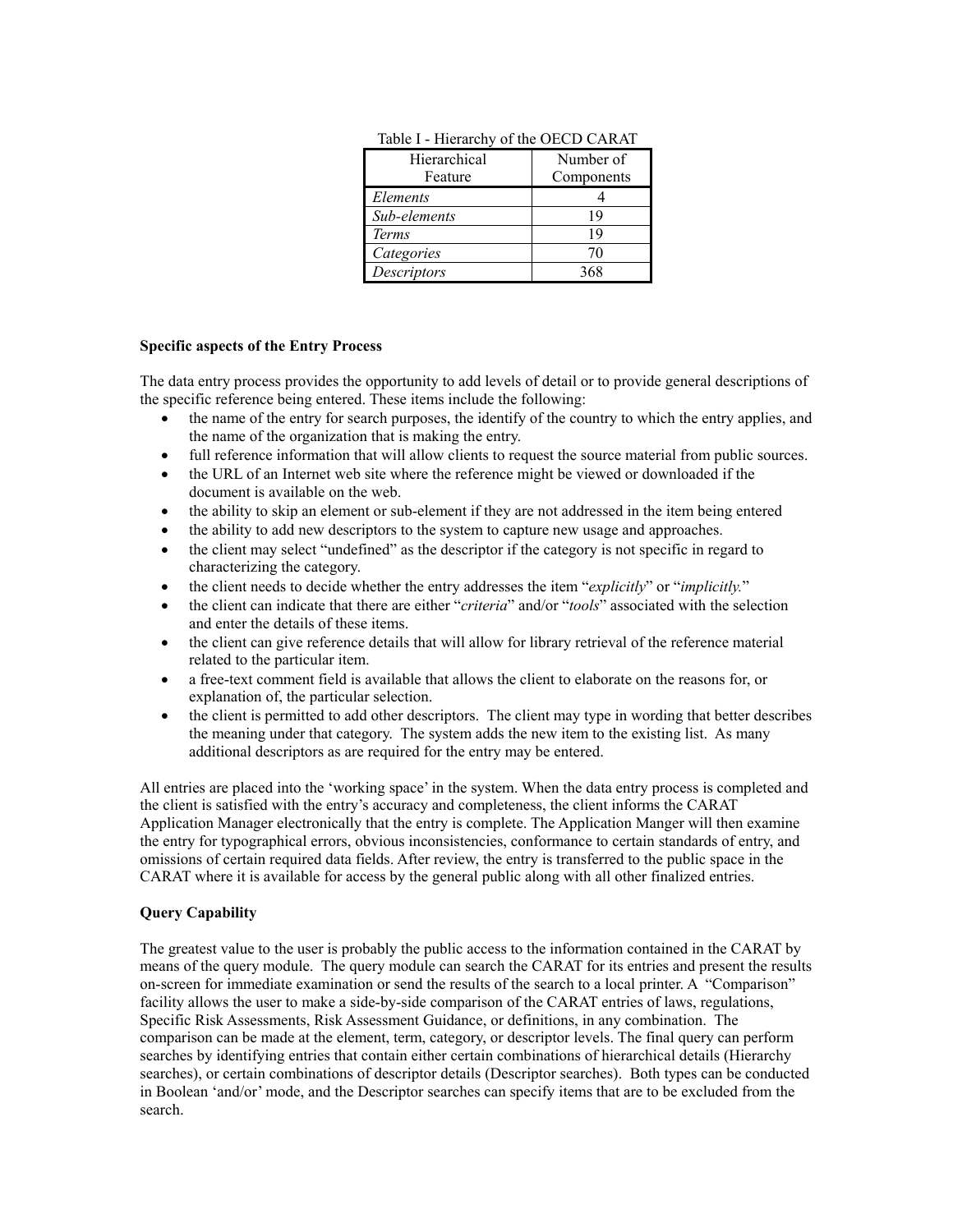Table I - Hierarchy of the OECD CARAT

| Hierarchical Feature | Number of Components |
|---|---|
| *Elements* | 4 |
| *Sub-elements* | 19 |
| *Terms* | 19 |
| *Categories* | 70 |
| *Descriptors* | 368 |

**Specific aspects of the Entry Process**

The data entry process provides the opportunity to add levels of detail or to provide general descriptions of the specific reference being entered. These items include the following:

- the name of the entry for search purposes, the identify of the country to which the entry applies, and the name of the organization that is making the entry.
- full reference information that will allow clients to request the source material from public sources.
- the URL of an Internet web site where the reference might be viewed or downloaded if the document is available on the web.
- the ability to skip an element or sub-element if they are not addressed in the item being entered
- the ability to add new descriptors to the system to capture new usage and approaches.
- the client may select "undefined" as the descriptor if the category is not specific in regard to characterizing the category.
- the client needs to decide whether the entry addresses the item "*explicitly*" or "*implicitly.*"
- the client can indicate that there are either "*criteria*" and/or "*tools*" associated with the selection and enter the details of these items.
- the client can give reference details that will allow for library retrieval of the reference material related to the particular item.
- a free-text comment field is available that allows the client to elaborate on the reasons for, or explanation of, the particular selection.
- the client is permitted to add other descriptors. The client may type in wording that better describes the meaning under that category. The system adds the new item to the existing list. As many additional descriptors as are required for the entry may be entered.

All entries are placed into the 'working space' in the system. When the data entry process is completed and the client is satisfied with the entry's accuracy and completeness, the client informs the CARAT Application Manager electronically that the entry is complete. The Application Manger will then examine the entry for typographical errors, obvious inconsistencies, conformance to certain standards of entry, and omissions of certain required data fields. After review, the entry is transferred to the public space in the CARAT where it is available for access by the general public along with all other finalized entries.

**Query Capability**

The greatest value to the user is probably the public access to the information contained in the CARAT by means of the query module. The query module can search the CARAT for its entries and present the results on-screen for immediate examination or send the results of the search to a local printer. A "Comparison" facility allows the user to make a side-by-side comparison of the CARAT entries of laws, regulations, Specific Risk Assessments, Risk Assessment Guidance, or definitions, in any combination. The comparison can be made at the element, term, category, or descriptor levels. The final query can perform searches by identifying entries that contain either certain combinations of hierarchical details (Hierarchy searches), or certain combinations of descriptor details (Descriptor searches). Both types can be conducted in Boolean 'and/or' mode, and the Descriptor searches can specify items that are to be excluded from the search.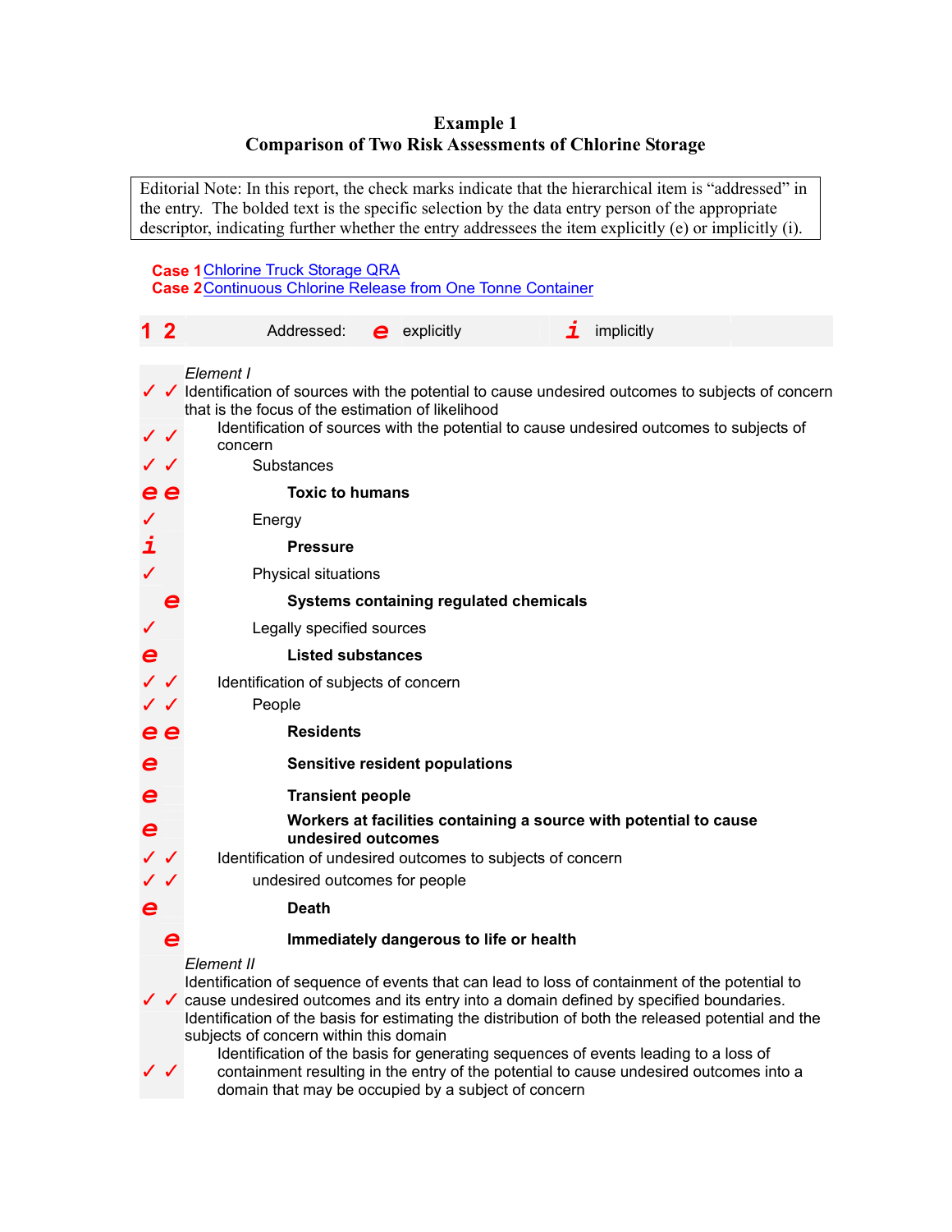# Example 1
## Comparison of Two Risk Assessments of Chlorine Storage

> Editorial Note: In this report, the check marks indicate that the hierarchical item is "addressed" in the entry. The bolded text is the specific selection by the data entry person of the appropriate descriptor, indicating further whether the entry addressees the item explicitly (e) or implicitly (i).

**Case 1** Chlorine Truck Storage QRA
**Case 2** Continuous Chlorine Release from One Tonne Container

| 1 | 2 | Addressed: **e** explicitly **i** implicitly |
|---|---|---|
| | | *Element I* |
| ✓ | ✓ | Identification of sources with the potential to cause undesired outcomes to subjects of concern that is the focus of the estimation of likelihood |
| ✓ | ✓ | Identification of sources with the potential to cause undesired outcomes to subjects of concern |
| ✓ | ✓ | Substances |
| e | e | **Toxic to humans** |
| ✓ | | Energy |
| i | | **Pressure** |
| ✓ | | Physical situations |
| | e | **Systems containing regulated chemicals** |
| ✓ | | Legally specified sources |
| e | | **Listed substances** |
| ✓ | ✓ | Identification of subjects of concern |
| ✓ | ✓ | People |
| e | e | **Residents** |
| e | | **Sensitive resident populations** |
| e | | **Transient people** |
| e | | **Workers at facilities containing a source with potential to cause undesired outcomes** |
| ✓ | ✓ | Identification of undesired outcomes to subjects of concern |
| ✓ | ✓ | undesired outcomes for people |
| e | | **Death** |
| | e | **Immediately dangerous to life or health** |
| | | *Element II* |
| ✓ | ✓ | Identification of sequence of events that can lead to loss of containment of the potential to cause undesired outcomes and its entry into a domain defined by specified boundaries. Identification of the basis for estimating the distribution of both the released potential and the subjects of concern within this domain |
| ✓ | ✓ | Identification of the basis for generating sequences of events leading to a loss of containment resulting in the entry of the potential to cause undesired outcomes into a domain that may be occupied by a subject of concern |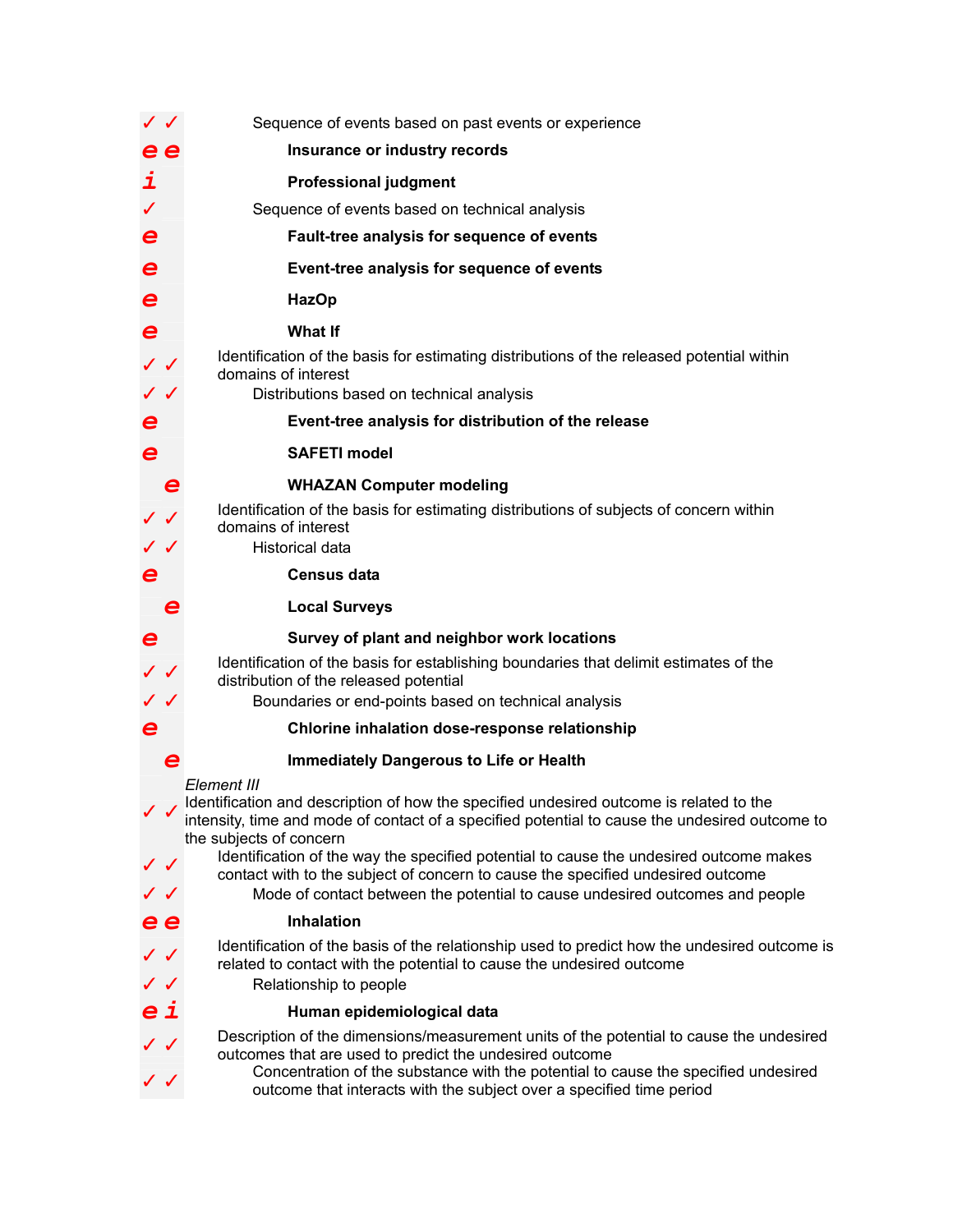| | | |
|---|---|---|
| ✓ | ✓ | Sequence of events based on past events or experience |
| e | e | **Insurance or industry records** |
| i | | **Professional judgment** |
| ✓ | | Sequence of events based on technical analysis |
| e | | **Fault-tree analysis for sequence of events** |
| e | | **Event-tree analysis for sequence of events** |
| e | | **HazOp** |
| e | | **What If** |
| ✓ | ✓ | Identification of the basis for estimating distributions of the released potential within domains of interest |
| ✓ | ✓ | Distributions based on technical analysis |
| e | | **Event-tree analysis for distribution of the release** |
| e | | **SAFETI model** |
| | e | **WHAZAN Computer modeling** |
| ✓ | ✓ | Identification of the basis for estimating distributions of subjects of concern within domains of interest |
| ✓ | ✓ | Historical data |
| e | | **Census data** |
| | e | **Local Surveys** |
| e | | **Survey of plant and neighbor work locations** |
| ✓ | ✓ | Identification of the basis for establishing boundaries that delimit estimates of the distribution of the released potential |
| ✓ | ✓ | Boundaries or end-points based on technical analysis |
| e | | **Chlorine inhalation dose-response relationship** |
| | e | **Immediately Dangerous to Life or Health** |
| | | *Element III* |
| ✓ | ✓ | Identification and description of how the specified undesired outcome is related to the intensity, time and mode of contact of a specified potential to cause the undesired outcome to the subjects of concern |
| ✓ | ✓ | Identification of the way the specified potential to cause the undesired outcome makes contact with to the subject of concern to cause the specified undesired outcome |
| ✓ | ✓ | Mode of contact between the potential to cause undesired outcomes and people |
| e | e | **Inhalation** |
| ✓ | ✓ | Identification of the basis of the relationship used to predict how the undesired outcome is related to contact with the potential to cause the undesired outcome |
| ✓ | ✓ | Relationship to people |
| e | i | **Human epidemiological data** |
| ✓ | ✓ | Description of the dimensions/measurement units of the potential to cause the undesired outcomes that are used to predict the undesired outcome |
| ✓ | ✓ | Concentration of the substance with the potential to cause the specified undesired outcome that interacts with the subject over a specified time period |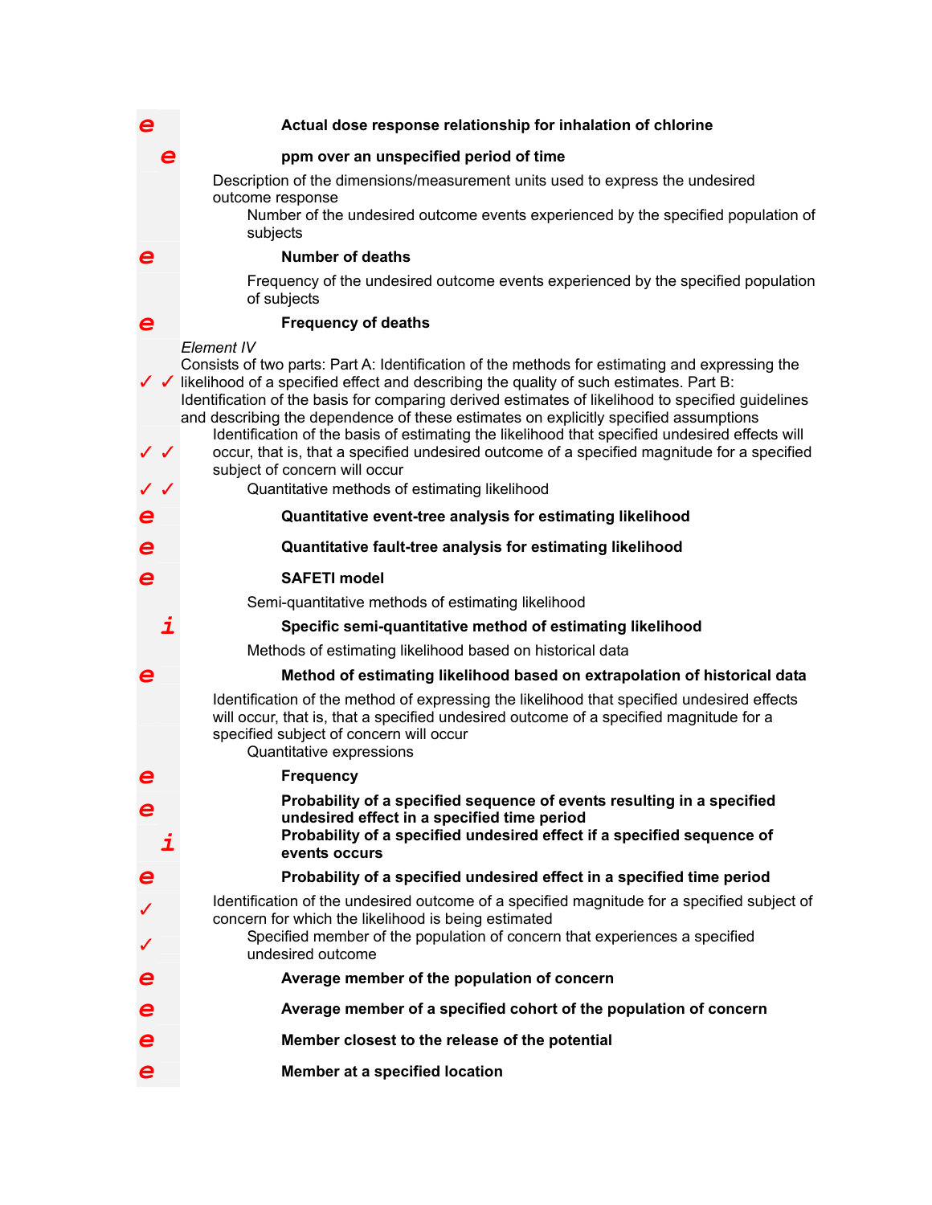e **Actual dose response relationship for inhalation of chlorine**

e **ppm over an unspecified period of time**

Description of the dimensions/measurement units used to express the undesired outcome response

Number of the undesired outcome events experienced by the specified population of subjects

e **Number of deaths**

Frequency of the undesired outcome events experienced by the specified population of subjects

e **Frequency of deaths**

*Element IV*

✓ ✓ Consists of two parts: Part A: Identification of the methods for estimating and expressing the likelihood of a specified effect and describing the quality of such estimates. Part B: Identification of the basis for comparing derived estimates of likelihood to specified guidelines and describing the dependence of these estimates on explicitly specified assumptions

✓ ✓ Identification of the basis of estimating the likelihood that specified undesired effects will occur, that is, that a specified undesired outcome of a specified magnitude for a specified subject of concern will occur

✓ ✓ Quantitative methods of estimating likelihood

e **Quantitative event-tree analysis for estimating likelihood**

e **Quantitative fault-tree analysis for estimating likelihood**

e **SAFETI model**

Semi-quantitative methods of estimating likelihood

i **Specific semi-quantitative method of estimating likelihood**

Methods of estimating likelihood based on historical data

e **Method of estimating likelihood based on extrapolation of historical data**

Identification of the method of expressing the likelihood that specified undesired effects will occur, that is, that a specified undesired outcome of a specified magnitude for a specified subject of concern will occur

Quantitative expressions

e **Frequency**

e **Probability of a specified sequence of events resulting in a specified undesired effect in a specified time period**

i **Probability of a specified undesired effect if a specified sequence of events occurs**

e **Probability of a specified undesired effect in a specified time period**

✓ Identification of the undesired outcome of a specified magnitude for a specified subject of concern for which the likelihood is being estimated

✓ Specified member of the population of concern that experiences a specified undesired outcome

e **Average member of the population of concern**

e **Average member of a specified cohort of the population of concern**

e **Member closest to the release of the potential**

e **Member at a specified location**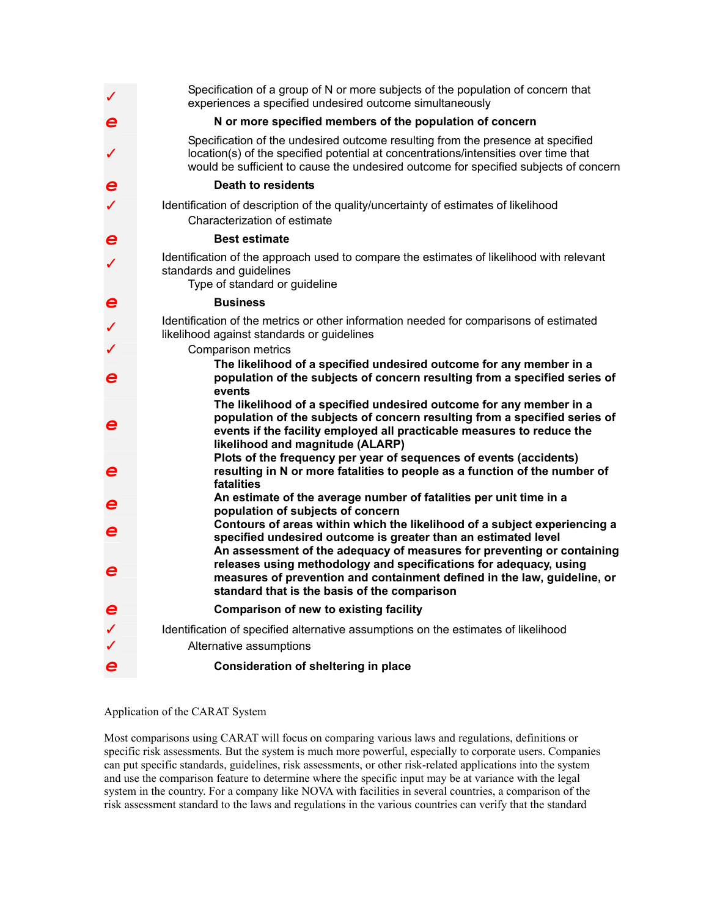✓ Specification of a group of N or more subjects of the population of concern that experiences a specified undesired outcome simultaneously

e **N or more specified members of the population of concern**

✓ Specification of the undesired outcome resulting from the presence at specified location(s) of the specified potential at concentrations/intensities over time that would be sufficient to cause the undesired outcome for specified subjects of concern

e **Death to residents**

✓ Identification of description of the quality/uncertainty of estimates of likelihood
  Characterization of estimate

e **Best estimate**

✓ Identification of the approach used to compare the estimates of likelihood with relevant standards and guidelines
  Type of standard or guideline

e **Business**

✓ Identification of the metrics or other information needed for comparisons of estimated likelihood against standards or guidelines

✓ Comparison metrics

e **The likelihood of a specified undesired outcome for any member in a population of the subjects of concern resulting from a specified series of events**

e **The likelihood of a specified undesired outcome for any member in a population of the subjects of concern resulting from a specified series of events if the facility employed all practicable measures to reduce the likelihood and magnitude (ALARP)**

e **Plots of the frequency per year of sequences of events (accidents) resulting in N or more fatalities to people as a function of the number of fatalities**

e **An estimate of the average number of fatalities per unit time in a population of subjects of concern**

e **Contours of areas within which the likelihood of a subject experiencing a specified undesired outcome is greater than an estimated level**

e **An assessment of the adequacy of measures for preventing or containing releases using methodology and specifications for adequacy, using measures of prevention and containment defined in the law, guideline, or standard that is the basis of the comparison**

e **Comparison of new to existing facility**

✓ Identification of specified alternative assumptions on the estimates of likelihood

✓ Alternative assumptions

e **Consideration of sheltering in place**

Application of the CARAT System

Most comparisons using CARAT will focus on comparing various laws and regulations, definitions or specific risk assessments. But the system is much more powerful, especially to corporate users. Companies can put specific standards, guidelines, risk assessments, or other risk-related applications into the system and use the comparison feature to determine where the specific input may be at variance with the legal system in the country. For a company like NOVA with facilities in several countries, a comparison of the risk assessment standard to the laws and regulations in the various countries can verify that the standard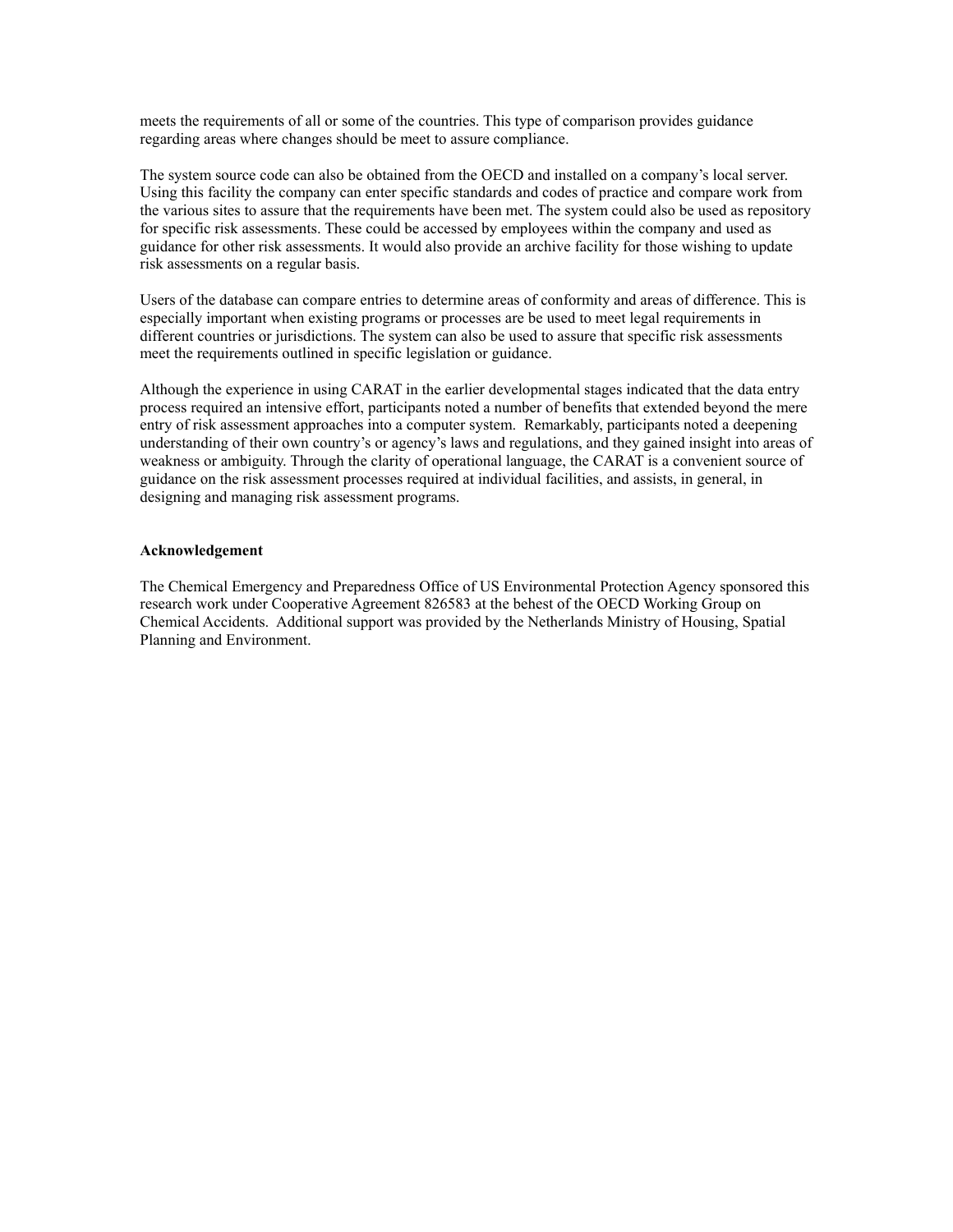meets the requirements of all or some of the countries. This type of comparison provides guidance regarding areas where changes should be meet to assure compliance.

The system source code can also be obtained from the OECD and installed on a company's local server. Using this facility the company can enter specific standards and codes of practice and compare work from the various sites to assure that the requirements have been met. The system could also be used as repository for specific risk assessments. These could be accessed by employees within the company and used as guidance for other risk assessments. It would also provide an archive facility for those wishing to update risk assessments on a regular basis.

Users of the database can compare entries to determine areas of conformity and areas of difference. This is especially important when existing programs or processes are be used to meet legal requirements in different countries or jurisdictions. The system can also be used to assure that specific risk assessments meet the requirements outlined in specific legislation or guidance.

Although the experience in using CARAT in the earlier developmental stages indicated that the data entry process required an intensive effort, participants noted a number of benefits that extended beyond the mere entry of risk assessment approaches into a computer system. Remarkably, participants noted a deepening understanding of their own country's or agency's laws and regulations, and they gained insight into areas of weakness or ambiguity. Through the clarity of operational language, the CARAT is a convenient source of guidance on the risk assessment processes required at individual facilities, and assists, in general, in designing and managing risk assessment programs.

**Acknowledgement**

The Chemical Emergency and Preparedness Office of US Environmental Protection Agency sponsored this research work under Cooperative Agreement 826583 at the behest of the OECD Working Group on Chemical Accidents. Additional support was provided by the Netherlands Ministry of Housing, Spatial Planning and Environment.